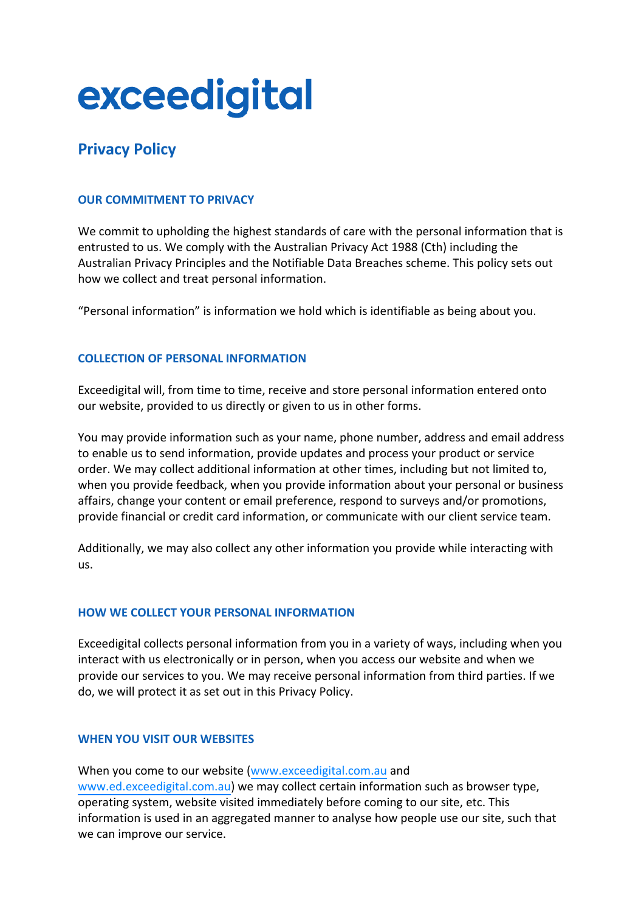# exceedigital

## Privacy Policy

### OUR COMMITMENT TO PRIVACY

We commit to upholding the highest standards of care with the personal information that is entrusted to us. We comply with the Australian Privacy Act 1988 (Cth) including the Australian Privacy Principles and the Notifiable Data Breaches scheme. This policy sets out how we collect and treat personal information.

"Personal information" is information we hold which is identifiable as being about you.

### COLLECTION OF PERSONAL INFORMATION

Exceedigital will, from time to time, receive and store personal information entered onto our website, provided to us directly or given to us in other forms.

You may provide information such as your name, phone number, address and email address to enable us to send information, provide updates and process your product or service order. We may collect additional information at other times, including but not limited to, when you provide feedback, when you provide information about your personal or business affairs, change your content or email preference, respond to surveys and/or promotions, provide financial or credit card information, or communicate with our client service team.

Additionally, we may also collect any other information you provide while interacting with us.

### HOW WE COLLECT YOUR PERSONAL INFORMATION

Exceedigital collects personal information from you in a variety of ways, including when you interact with us electronically or in person, when you access our website and when we provide our services to you. We may receive personal information from third parties. If we do, we will protect it as set out in this Privacy Policy.

### WHEN YOU VISIT OUR WEBSITES

When you come to our website (www.exceedigital.com.au and www.ed.exceedigital.com.au) we may collect certain information such as browser type, operating system, website visited immediately before coming to our site, etc. This information is used in an aggregated manner to analyse how people use our site, such that we can improve our service.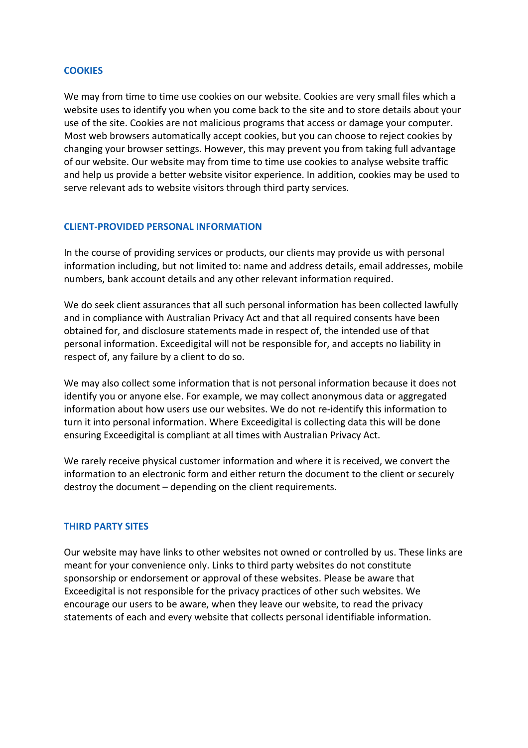## COOKIES

We may from time to time use cookies on our website. Cookies are very small files which a website uses to identify you when you come back to the site and to store details about your use of the site. Cookies are not malicious programs that access or damage your computer. Most web browsers automatically accept cookies, but you can choose to reject cookies by changing your browser settings. However, this may prevent you from taking full advantage of our website. Our website may from time to time use cookies to analyse website traffic and help us provide a better website visitor experience. In addition, cookies may be used to serve relevant ads to website visitors through third party services.

## CLIENT-PROVIDED PERSONAL INFORMATION

In the course of providing services or products, our clients may provide us with personal information including, but not limited to: name and address details, email addresses, mobile numbers, bank account details and any other relevant information required.

We do seek client assurances that all such personal information has been collected lawfully and in compliance with Australian Privacy Act and that all required consents have been obtained for, and disclosure statements made in respect of, the intended use of that personal information. Exceedigital will not be responsible for, and accepts no liability in respect of, any failure by a client to do so.

We may also collect some information that is not personal information because it does not identify you or anyone else. For example, we may collect anonymous data or aggregated information about how users use our websites. We do not re-identify this information to turn it into personal information. Where Exceedigital is collecting data this will be done ensuring Exceedigital is compliant at all times with Australian Privacy Act.

We rarely receive physical customer information and where it is received, we convert the information to an electronic form and either return the document to the client or securely destroy the document – depending on the client requirements.

## THIRD PARTY SITES

Our website may have links to other websites not owned or controlled by us. These links are meant for your convenience only. Links to third party websites do not constitute sponsorship or endorsement or approval of these websites. Please be aware that Exceedigital is not responsible for the privacy practices of other such websites. We encourage our users to be aware, when they leave our website, to read the privacy statements of each and every website that collects personal identifiable information.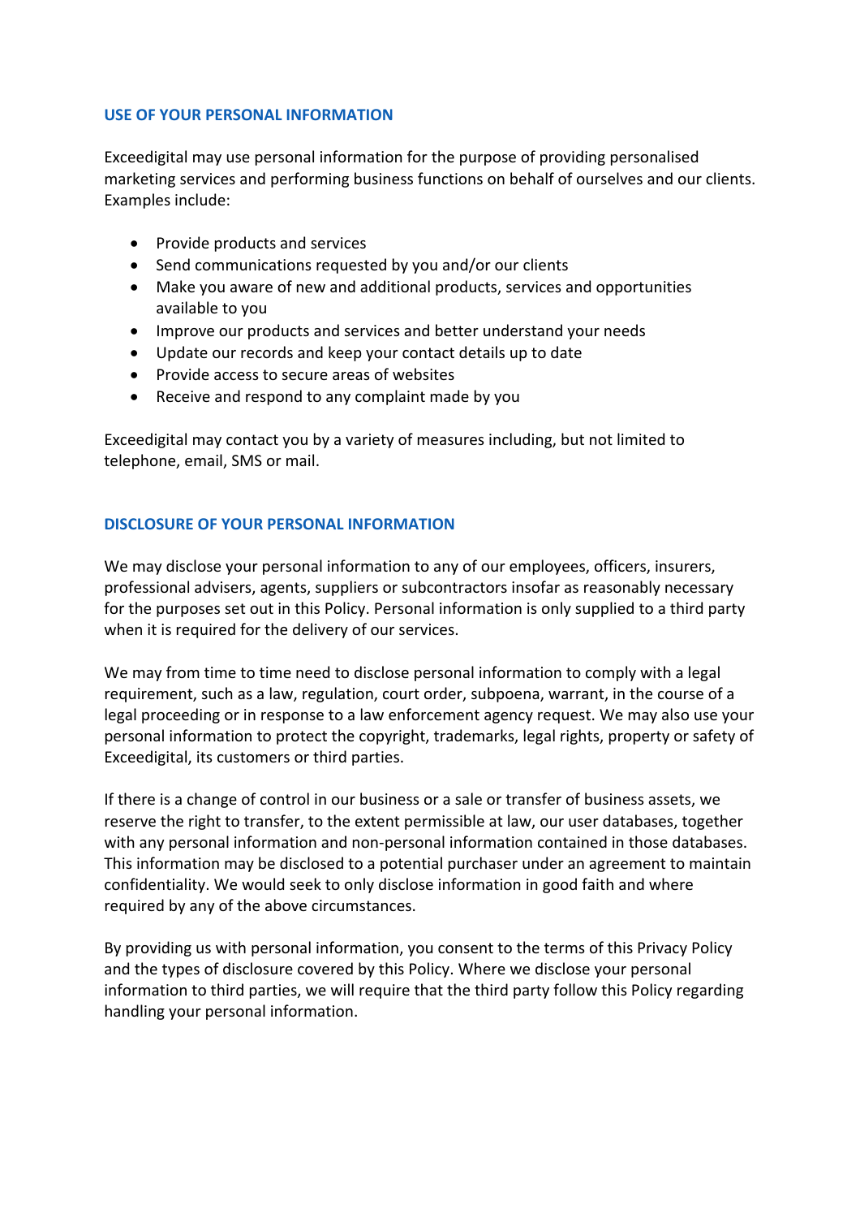## USE OF YOUR PERSONAL INFORMATION

Exceedigital may use personal information for the purpose of providing personalised marketing services and performing business functions on behalf of ourselves and our clients. Examples include:

- Provide products and services
- Send communications requested by you and/or our clients
- Make you aware of new and additional products, services and opportunities available to you
- Improve our products and services and better understand your needs
- Update our records and keep your contact details up to date
- Provide access to secure areas of websites
- Receive and respond to any complaint made by you

Exceedigital may contact you by a variety of measures including, but not limited to telephone, email, SMS or mail.

## DISCLOSURE OF YOUR PERSONAL INFORMATION

We may disclose your personal information to any of our employees, officers, insurers, professional advisers, agents, suppliers or subcontractors insofar as reasonably necessary for the purposes set out in this Policy. Personal information is only supplied to a third party when it is required for the delivery of our services.

We may from time to time need to disclose personal information to comply with a legal requirement, such as a law, regulation, court order, subpoena, warrant, in the course of a legal proceeding or in response to a law enforcement agency request. We may also use your personal information to protect the copyright, trademarks, legal rights, property or safety of Exceedigital, its customers or third parties.

If there is a change of control in our business or a sale or transfer of business assets, we reserve the right to transfer, to the extent permissible at law, our user databases, together with any personal information and non-personal information contained in those databases. This information may be disclosed to a potential purchaser under an agreement to maintain confidentiality. We would seek to only disclose information in good faith and where required by any of the above circumstances.

By providing us with personal information, you consent to the terms of this Privacy Policy and the types of disclosure covered by this Policy. Where we disclose your personal information to third parties, we will require that the third party follow this Policy regarding handling your personal information.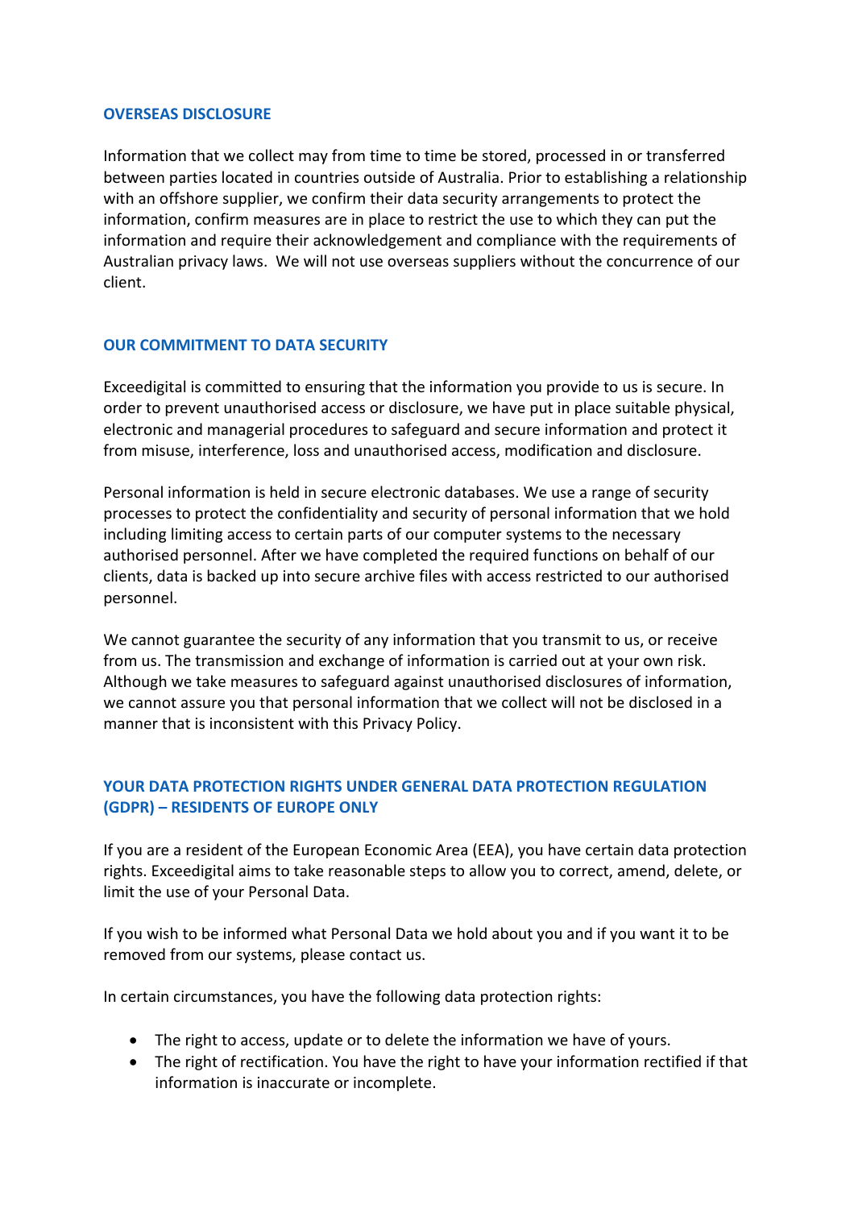## OVERSEAS DISCLOSURE

Information that we collect may from time to time be stored, processed in or transferred between parties located in countries outside of Australia. Prior to establishing a relationship with an offshore supplier, we confirm their data security arrangements to protect the information, confirm measures are in place to restrict the use to which they can put the information and require their acknowledgement and compliance with the requirements of Australian privacy laws. We will not use overseas suppliers without the concurrence of our client.

## OUR COMMITMENT TO DATA SECURITY

Exceedigital is committed to ensuring that the information you provide to us is secure. In order to prevent unauthorised access or disclosure, we have put in place suitable physical, electronic and managerial procedures to safeguard and secure information and protect it from misuse, interference, loss and unauthorised access, modification and disclosure.

Personal information is held in secure electronic databases. We use a range of security processes to protect the confidentiality and security of personal information that we hold including limiting access to certain parts of our computer systems to the necessary authorised personnel. After we have completed the required functions on behalf of our clients, data is backed up into secure archive files with access restricted to our authorised personnel.

We cannot guarantee the security of any information that you transmit to us, or receive from us. The transmission and exchange of information is carried out at your own risk. Although we take measures to safeguard against unauthorised disclosures of information, we cannot assure you that personal information that we collect will not be disclosed in a manner that is inconsistent with this Privacy Policy.

## YOUR DATA PROTECTION RIGHTS UNDER GENERAL DATA PROTECTION REGULATION (GDPR) – RESIDENTS OF EUROPE ONLY

If you are a resident of the European Economic Area (EEA), you have certain data protection rights. Exceedigital aims to take reasonable steps to allow you to correct, amend, delete, or limit the use of your Personal Data.

If you wish to be informed what Personal Data we hold about you and if you want it to be removed from our systems, please contact us.

In certain circumstances, you have the following data protection rights:

- The right to access, update or to delete the information we have of yours.
- The right of rectification. You have the right to have your information rectified if that information is inaccurate or incomplete.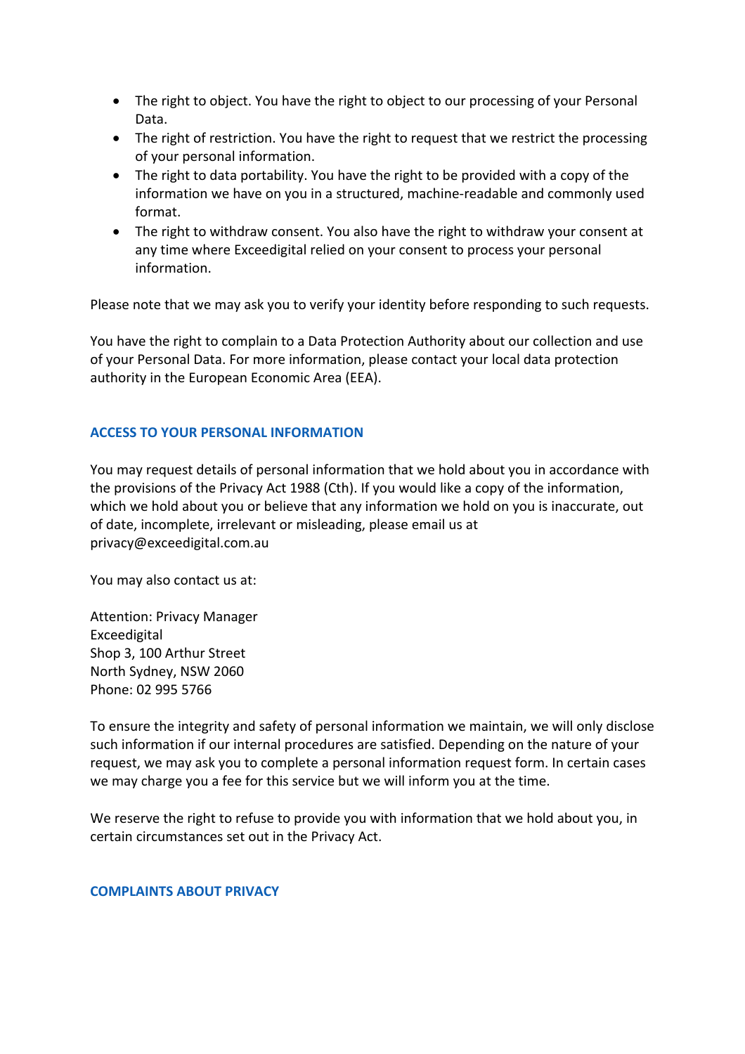- The right to object. You have the right to object to our processing of your Personal Data.
- The right of restriction. You have the right to request that we restrict the processing of your personal information.
- The right to data portability. You have the right to be provided with a copy of the information we have on you in a structured, machine-readable and commonly used format.
- The right to withdraw consent. You also have the right to withdraw your consent at any time where Exceedigital relied on your consent to process your personal information.

Please note that we may ask you to verify your identity before responding to such requests.

You have the right to complain to a Data Protection Authority about our collection and use of your Personal Data. For more information, please contact your local data protection authority in the European Economic Area (EEA).

## ACCESS TO YOUR PERSONAL INFORMATION

You may request details of personal information that we hold about you in accordance with the provisions of the Privacy Act 1988 (Cth). If you would like a copy of the information, which we hold about you or believe that any information we hold on you is inaccurate, out of date, incomplete, irrelevant or misleading, please email us at privacy@exceedigital.com.au

You may also contact us at:

Attention: Privacy Manager
Exceedigital
Shop 3, 100 Arthur Street
North Sydney, NSW 2060
Phone: 02 995 5766

To ensure the integrity and safety of personal information we maintain, we will only disclose such information if our internal procedures are satisfied. Depending on the nature of your request, we may ask you to complete a personal information request form. In certain cases we may charge you a fee for this service but we will inform you at the time.

We reserve the right to refuse to provide you with information that we hold about you, in certain circumstances set out in the Privacy Act.

## COMPLAINTS ABOUT PRIVACY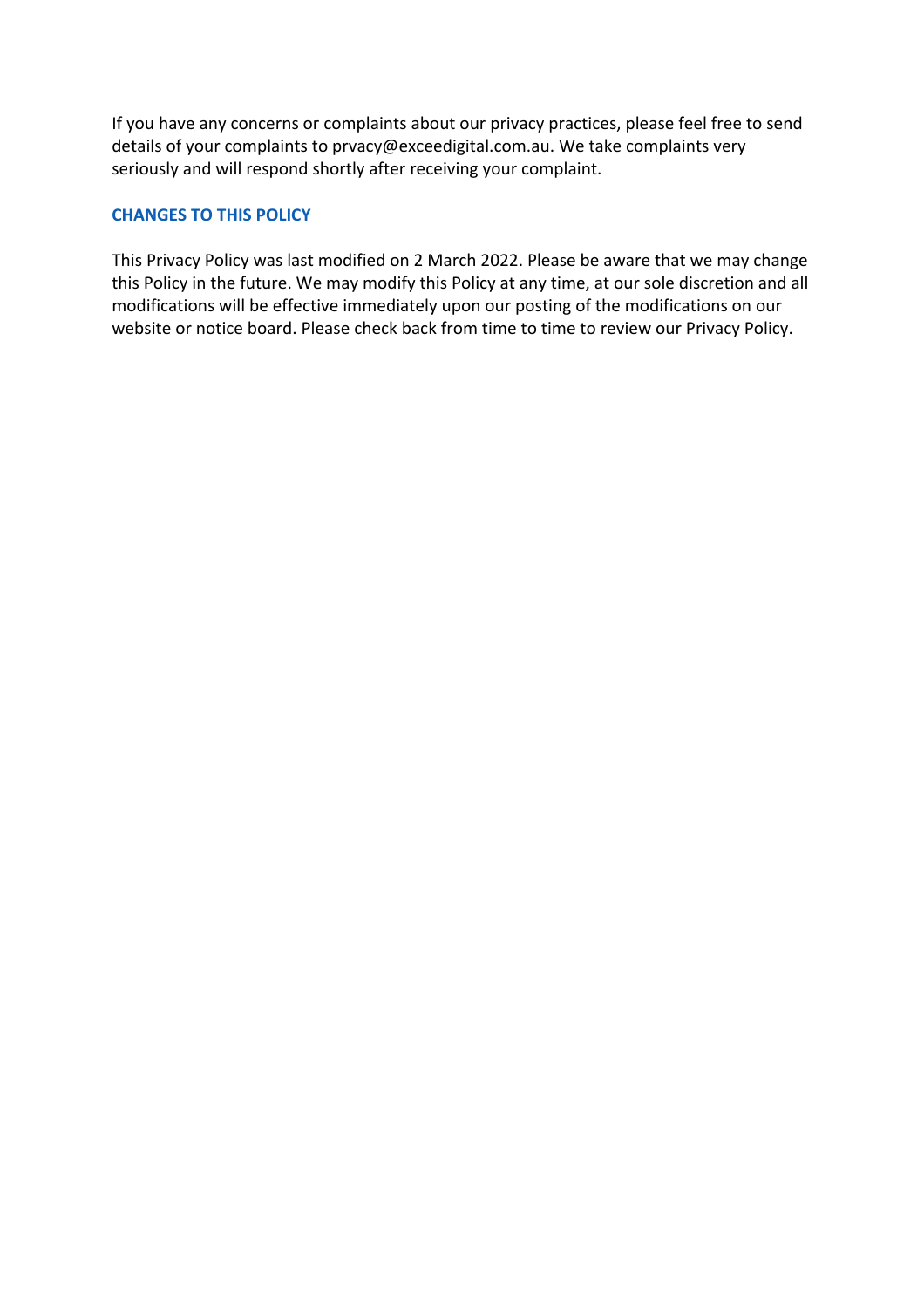If you have any concerns or complaints about our privacy practices, please feel free to send details of your complaints to prvacy@exceedigital.com.au. We take complaints very seriously and will respond shortly after receiving your complaint.

## CHANGES TO THIS POLICY

This Privacy Policy was last modified on 2 March 2022. Please be aware that we may change this Policy in the future. We may modify this Policy at any time, at our sole discretion and all modifications will be effective immediately upon our posting of the modifications on our website or notice board. Please check back from time to time to review our Privacy Policy.